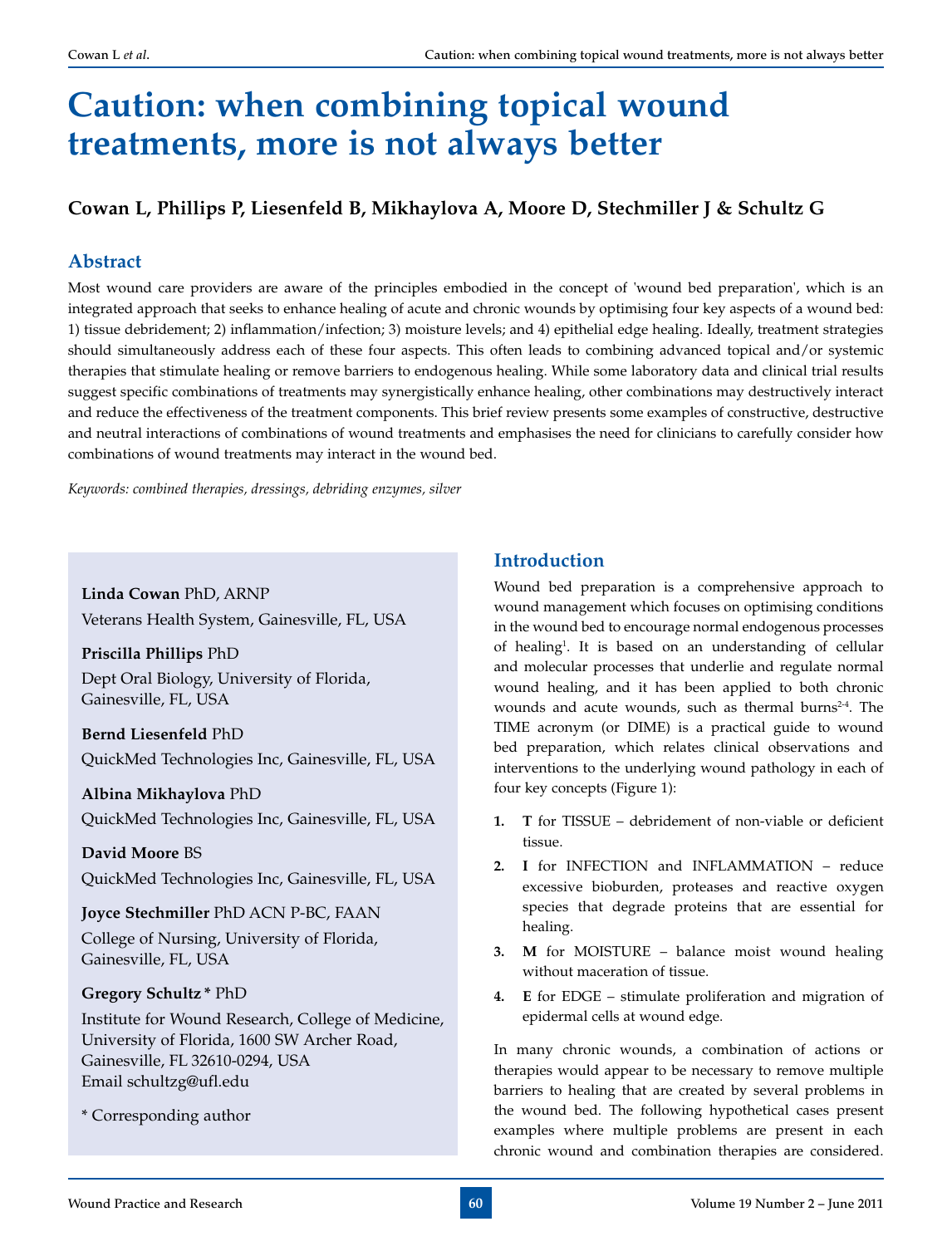# Caution: when combining topical wound treatments, more is not always better

**Cowan L, Phillips P, Liesenfeld B, Mikhaylova A, Moore D, Stechmiller J & Schultz G**

## Abstract

Most wound care providers are aware of the principles embodied in the concept of 'wound bed preparation', which is an integrated approach that seeks to enhance healing of acute and chronic wounds by optimising four key aspects of a wound bed: 1) tissue debridement; 2) inflammation/infection; 3) moisture levels; and 4) epithelial edge healing. Ideally, treatment strategies should simultaneously address each of these four aspects. This often leads to combining advanced topical and/or systemic therapies that stimulate healing or remove barriers to endogenous healing. While some laboratory data and clinical trial results suggest specific combinations of treatments may synergistically enhance healing, other combinations may destructively interact and reduce the effectiveness of the treatment components. This brief review presents some examples of constructive, destructive and neutral interactions of combinations of wound treatments and emphasises the need for clinicians to carefully consider how combinations of wound treatments may interact in the wound bed.

*Keywords: combined therapies, dressings, debriding enzymes, silver*

**Linda Cowan** PhD, ARNP
Veterans Health System, Gainesville, FL, USA

**Priscilla Phillips** PhD
Dept Oral Biology, University of Florida, Gainesville, FL, USA

**Bernd Liesenfeld** PhD
QuickMed Technologies Inc, Gainesville, FL, USA

**Albina Mikhaylova** PhD
QuickMed Technologies Inc, Gainesville, FL, USA

**David Moore** BS
QuickMed Technologies Inc, Gainesville, FL, USA

**Joyce Stechmiller** PhD ACN P-BC, FAAN
College of Nursing, University of Florida, Gainesville, FL, USA

**Gregory Schultz** * PhD
Institute for Wound Research, College of Medicine, University of Florida, 1600 SW Archer Road, Gainesville, FL 32610-0294, USA
Email schultzg@ufl.edu

* Corresponding author

## Introduction

Wound bed preparation is a comprehensive approach to wound management which focuses on optimising conditions in the wound bed to encourage normal endogenous processes of healing[1]. It is based on an understanding of cellular and molecular processes that underlie and regulate normal wound healing, and it has been applied to both chronic wounds and acute wounds, such as thermal burns[2-4]. The TIME acronym (or DIME) is a practical guide to wound bed preparation, which relates clinical observations and interventions to the underlying wound pathology in each of four key concepts (Figure 1):

1. **T** for TISSUE – debridement of non-viable or deficient tissue.
2. **I** for INFECTION and INFLAMMATION – reduce excessive bioburden, proteases and reactive oxygen species that degrade proteins that are essential for healing.
3. **M** for MOISTURE – balance moist wound healing without maceration of tissue.
4. **E** for EDGE – stimulate proliferation and migration of epidermal cells at wound edge.

In many chronic wounds, a combination of actions or therapies would appear to be necessary to remove multiple barriers to healing that are created by several problems in the wound bed. The following hypothetical cases present examples where multiple problems are present in each chronic wound and combination therapies are considered.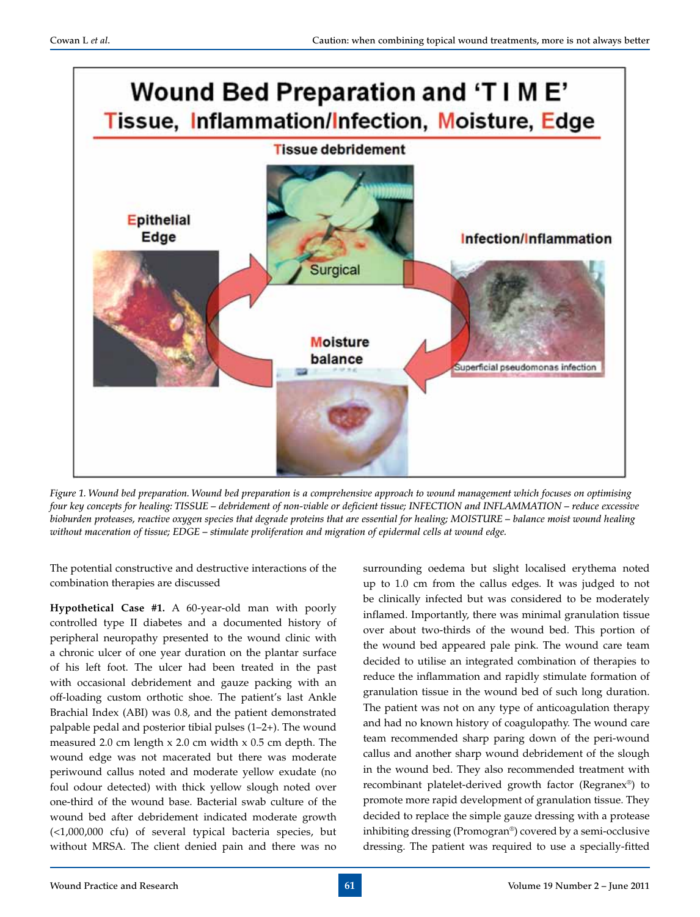*Figure 1. Wound bed preparation. Wound bed preparation is a comprehensive approach to wound management which focuses on optimising four key concepts for healing: TISSUE – debridement of non-viable or deficient tissue; INFECTION and INFLAMMATION – reduce excessive bioburden proteases, reactive oxygen species that degrade proteins that are essential for healing; MOISTURE – balance moist wound healing without maceration of tissue; EDGE – stimulate proliferation and migration of epidermal cells at wound edge.*

The potential constructive and destructive interactions of the combination therapies are discussed

**Hypothetical Case #1.** A 60-year-old man with poorly controlled type II diabetes and a documented history of peripheral neuropathy presented to the wound clinic with a chronic ulcer of one year duration on the plantar surface of his left foot. The ulcer had been treated in the past with occasional debridement and gauze packing with an off-loading custom orthotic shoe. The patient's last Ankle Brachial Index (ABI) was 0.8, and the patient demonstrated palpable pedal and posterior tibial pulses (1–2+). The wound measured 2.0 cm length x 2.0 cm width x 0.5 cm depth. The wound edge was not macerated but there was moderate periwound callus noted and moderate yellow exudate (no foul odour detected) with thick yellow slough noted over one-third of the wound base. Bacterial swab culture of the wound bed after debridement indicated moderate growth (<1,000,000 cfu) of several typical bacteria species, but without MRSA. The client denied pain and there was no surrounding oedema but slight localised erythema noted up to 1.0 cm from the callus edges. It was judged to not be clinically infected but was considered to be moderately inflamed. Importantly, there was minimal granulation tissue over about two-thirds of the wound bed. This portion of the wound bed appeared pale pink. The wound care team decided to utilise an integrated combination of therapies to reduce the inflammation and rapidly stimulate formation of granulation tissue in the wound bed of such long duration. The patient was not on any type of anticoagulation therapy and had no known history of coagulopathy. The wound care team recommended sharp paring down of the peri-wound callus and another sharp wound debridement of the slough in the wound bed. They also recommended treatment with recombinant platelet-derived growth factor (Regranex®) to promote more rapid development of granulation tissue. They decided to replace the simple gauze dressing with a protease inhibiting dressing (Promogran®) covered by a semi-occlusive dressing. The patient was required to use a specially-fitted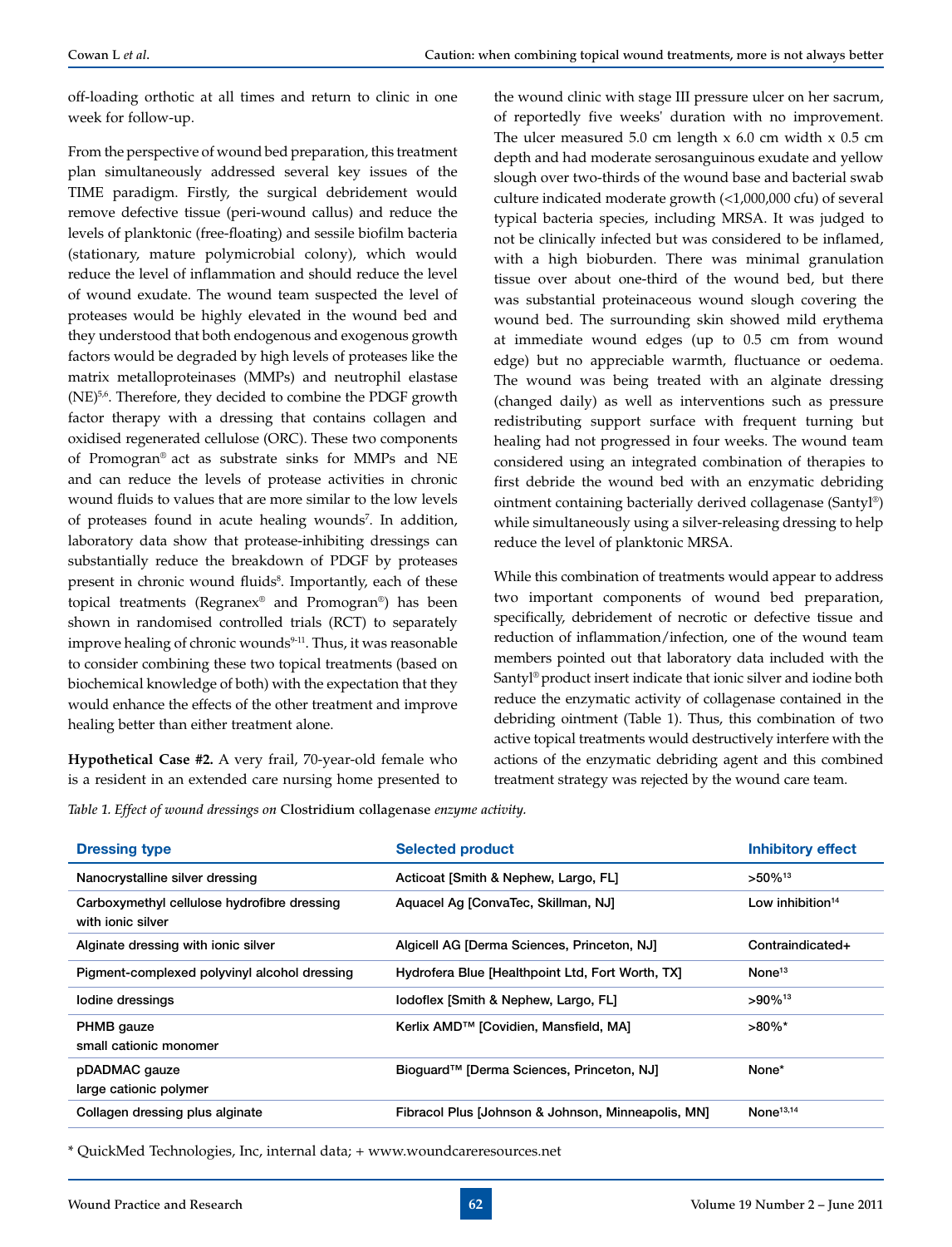off-loading orthotic at all times and return to clinic in one week for follow-up.

From the perspective of wound bed preparation, this treatment plan simultaneously addressed several key issues of the TIME paradigm. Firstly, the surgical debridement would remove defective tissue (peri-wound callus) and reduce the levels of planktonic (free-floating) and sessile biofilm bacteria (stationary, mature polymicrobial colony), which would reduce the level of inflammation and should reduce the level of wound exudate. The wound team suspected the level of proteases would be highly elevated in the wound bed and they understood that both endogenous and exogenous growth factors would be degraded by high levels of proteases like the matrix metalloproteinases (MMPs) and neutrophil elastase (NE)[5,6]. Therefore, they decided to combine the PDGF growth factor therapy with a dressing that contains collagen and oxidised regenerated cellulose (ORC). These two components of Promogran® act as substrate sinks for MMPs and NE and can reduce the levels of protease activities in chronic wound fluids to values that are more similar to the low levels of proteases found in acute healing wounds[7]. In addition, laboratory data show that protease-inhibiting dressings can substantially reduce the breakdown of PDGF by proteases present in chronic wound fluids[8]. Importantly, each of these topical treatments (Regranex® and Promogran®) has been shown in randomised controlled trials (RCT) to separately improve healing of chronic wounds[9-11]. Thus, it was reasonable to consider combining these two topical treatments (based on biochemical knowledge of both) with the expectation that they would enhance the effects of the other treatment and improve healing better than either treatment alone.

**Hypothetical Case #2.** A very frail, 70-year-old female who is a resident in an extended care nursing home presented to the wound clinic with stage III pressure ulcer on her sacrum, of reportedly five weeks' duration with no improvement. The ulcer measured 5.0 cm length x 6.0 cm width x 0.5 cm depth and had moderate serosanguinous exudate and yellow slough over two-thirds of the wound base and bacterial swab culture indicated moderate growth (<1,000,000 cfu) of several typical bacteria species, including MRSA. It was judged to not be clinically infected but was considered to be inflamed, with a high bioburden. There was minimal granulation tissue over about one-third of the wound bed, but there was substantial proteinaceous wound slough covering the wound bed. The surrounding skin showed mild erythema at immediate wound edges (up to 0.5 cm from wound edge) but no appreciable warmth, fluctuance or oedema. The wound was being treated with an alginate dressing (changed daily) as well as interventions such as pressure redistributing support surface with frequent turning but healing had not progressed in four weeks. The wound team considered using an integrated combination of therapies to first debride the wound bed with an enzymatic debriding ointment containing bacterially derived collagenase (Santyl®) while simultaneously using a silver-releasing dressing to help reduce the level of planktonic MRSA.

While this combination of treatments would appear to address two important components of wound bed preparation, specifically, debridement of necrotic or defective tissue and reduction of inflammation/infection, one of the wound team members pointed out that laboratory data included with the Santyl® product insert indicate that ionic silver and iodine both reduce the enzymatic activity of collagenase contained in the debriding ointment (Table 1). Thus, this combination of two active topical treatments would destructively interfere with the actions of the enzymatic debriding agent and this combined treatment strategy was rejected by the wound care team.

*Table 1. Effect of wound dressings on* Clostridium collagenase *enzyme activity.*

| Dressing type | Selected product | Inhibitory effect |
|---|---|---|
| Nanocrystalline silver dressing | Acticoat [Smith & Nephew, Largo, FL] | >50%[13] |
| Carboxymethyl cellulose hydrofibre dressing with ionic silver | Aquacel Ag [ConvaTec, Skillman, NJ] | Low inhibition[14] |
| Alginate dressing with ionic silver | Algicell AG [Derma Sciences, Princeton, NJ] | Contraindicated+ |
| Pigment-complexed polyvinyl alcohol dressing | Hydrofera Blue [Healthpoint Ltd, Fort Worth, TX] | None[13] |
| Iodine dressings | Iodoflex [Smith & Nephew, Largo, FL] | >90%[13] |
| PHMB gauze small cationic monomer | Kerlix AMD™ [Covidien, Mansfield, MA] | >80%* |
| pDADMAC gauze large cationic polymer | Bioguard™ [Derma Sciences, Princeton, NJ] | None* |
| Collagen dressing plus alginate | Fibracol Plus [Johnson & Johnson, Minneapolis, MN] | None[13,14] |

\* QuickMed Technologies, Inc, internal data; + www.woundcareresources.net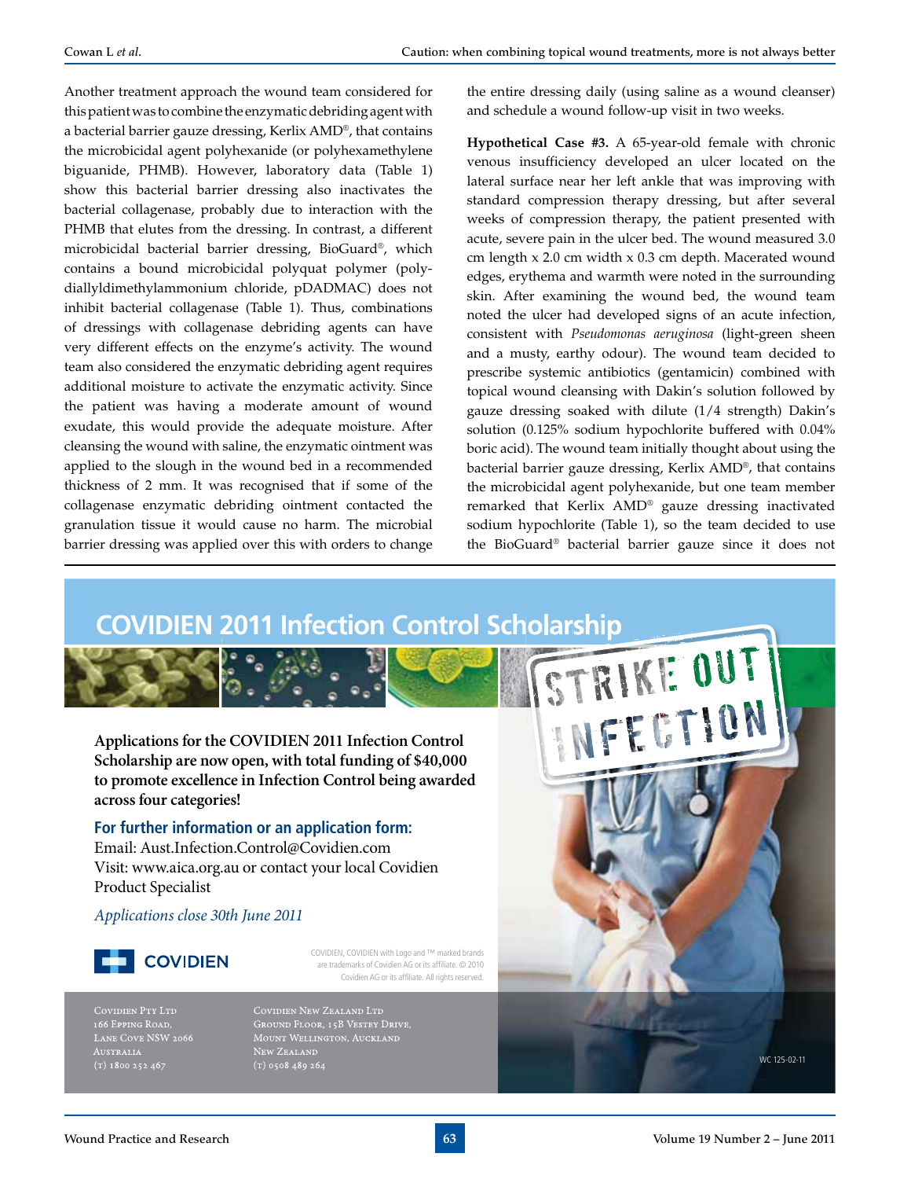Another treatment approach the wound team considered for this patient was to combine the enzymatic debriding agent with a bacterial barrier gauze dressing, Kerlix AMD®, that contains the microbicidal agent polyhexanide (or polyhexamethylene biguanide, PHMB). However, laboratory data (Table 1) show this bacterial barrier dressing also inactivates the bacterial collagenase, probably due to interaction with the PHMB that elutes from the dressing. In contrast, a different microbicidal bacterial barrier dressing, BioGuard®, which contains a bound microbicidal polyquat polymer (poly-diallyldimethylammonium chloride, pDADMAC) does not inhibit bacterial collagenase (Table 1). Thus, combinations of dressings with collagenase debriding agents can have very different effects on the enzyme's activity. The wound team also considered the enzymatic debriding agent requires additional moisture to activate the enzymatic activity. Since the patient was having a moderate amount of wound exudate, this would provide the adequate moisture. After cleansing the wound with saline, the enzymatic ointment was applied to the slough in the wound bed in a recommended thickness of 2 mm. It was recognised that if some of the collagenase enzymatic debriding ointment contacted the granulation tissue it would cause no harm. The microbial barrier dressing was applied over this with orders to change the entire dressing daily (using saline as a wound cleanser) and schedule a wound follow-up visit in two weeks.

**Hypothetical Case #3.** A 65-year-old female with chronic venous insufficiency developed an ulcer located on the lateral surface near her left ankle that was improving with standard compression therapy dressing, but after several weeks of compression therapy, the patient presented with acute, severe pain in the ulcer bed. The wound measured 3.0 cm length x 2.0 cm width x 0.3 cm depth. Macerated wound edges, erythema and warmth were noted in the surrounding skin. After examining the wound bed, the wound team noted the ulcer had developed signs of an acute infection, consistent with *Pseudomonas aeruginosa* (light-green sheen and a musty, earthy odour). The wound team decided to prescribe systemic antibiotics (gentamicin) combined with topical wound cleansing with Dakin's solution followed by gauze dressing soaked with dilute (1/4 strength) Dakin's solution (0.125% sodium hypochlorite buffered with 0.04% boric acid). The wound team initially thought about using the bacterial barrier gauze dressing, Kerlix AMD®, that contains the microbicidal agent polyhexanide, but one team member remarked that Kerlix AMD® gauze dressing inactivated sodium hypochlorite (Table 1), so the team decided to use the BioGuard® bacterial barrier gauze since it does not

---

## COVIDIEN 2011 Infection Control Scholarship

STRIKE OUT INFECTION

**Applications for the COVIDIEN 2011 Infection Control Scholarship are now open, with total funding of $40,000 to promote excellence in Infection Control being awarded across four categories!**

**For further information or an application form:**
Email: Aust.Infection.Control@Covidien.com
Visit: www.aica.org.au or contact your local Covidien Product Specialist

*Applications close 30th June 2011*

COVIDIEN

COVIDIEN, COVIDIEN with Logo and ™ marked brands are trademarks of Covidien AG or its affiliate. © 2010 Covidien AG or its affiliate. All rights reserved.

Covidien Pty Ltd
166 Epping Road,
Lane Cove NSW 2066
Australia
(t) 1800 252 467

Covidien New Zealand Ltd
Ground Floor, 15B Vestey Drive,
Mount Wellington, Auckland
New Zealand
(t) 0508 489 264

WC 125-02-11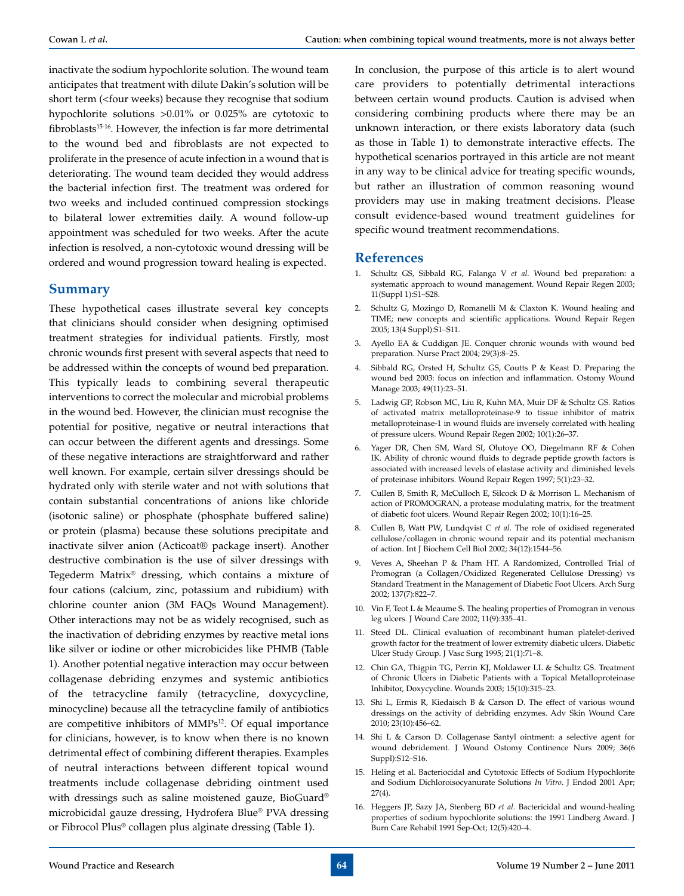inactivate the sodium hypochlorite solution. The wound team anticipates that treatment with dilute Dakin's solution will be short term (<four weeks) because they recognise that sodium hypochlorite solutions >0.01% or 0.025% are cytotoxic to fibroblasts[15-16]. However, the infection is far more detrimental to the wound bed and fibroblasts are not expected to proliferate in the presence of acute infection in a wound that is deteriorating. The wound team decided they would address the bacterial infection first. The treatment was ordered for two weeks and included continued compression stockings to bilateral lower extremities daily. A wound follow-up appointment was scheduled for two weeks. After the acute infection is resolved, a non-cytotoxic wound dressing will be ordered and wound progression toward healing is expected.

## Summary

These hypothetical cases illustrate several key concepts that clinicians should consider when designing optimised treatment strategies for individual patients. Firstly, most chronic wounds first present with several aspects that need to be addressed within the concepts of wound bed preparation. This typically leads to combining several therapeutic interventions to correct the molecular and microbial problems in the wound bed. However, the clinician must recognise the potential for positive, negative or neutral interactions that can occur between the different agents and dressings. Some of these negative interactions are straightforward and rather well known. For example, certain silver dressings should be hydrated only with sterile water and not with solutions that contain substantial concentrations of anions like chloride (isotonic saline) or phosphate (phosphate buffered saline) or protein (plasma) because these solutions precipitate and inactivate silver anion (Acticoat® package insert). Another destructive combination is the use of silver dressings with Tegederm Matrix® dressing, which contains a mixture of four cations (calcium, zinc, potassium and rubidium) with chlorine counter anion (3M FAQs Wound Management). Other interactions may not be as widely recognised, such as the inactivation of debriding enzymes by reactive metal ions like silver or iodine or other microbicides like PHMB (Table 1). Another potential negative interaction may occur between collagenase debriding enzymes and systemic antibiotics of the tetracycline family (tetracycline, doxycycline, minocycline) because all the tetracycline family of antibiotics are competitive inhibitors of MMPs[12]. Of equal importance for clinicians, however, is to know when there is no known detrimental effect of combining different therapies. Examples of neutral interactions between different topical wound treatments include collagenase debriding ointment used with dressings such as saline moistened gauze, BioGuard® microbicidal gauze dressing, Hydrofera Blue® PVA dressing or Fibrocol Plus® collagen plus alginate dressing (Table 1).

In conclusion, the purpose of this article is to alert wound care providers to potentially detrimental interactions between certain wound products. Caution is advised when considering combining products where there may be an unknown interaction, or there exists laboratory data (such as those in Table 1) to demonstrate interactive effects. The hypothetical scenarios portrayed in this article are not meant in any way to be clinical advice for treating specific wounds, but rather an illustration of common reasoning wound providers may use in making treatment decisions. Please consult evidence-based wound treatment guidelines for specific wound treatment recommendations.

## References

1. Schultz GS, Sibbald RG, Falanga V *et al.* Wound bed preparation: a systematic approach to wound management. Wound Repair Regen 2003; 11(Suppl 1):S1–S28.
2. Schultz G, Mozingo D, Romanelli M & Claxton K. Wound healing and TIME; new concepts and scientific applications. Wound Repair Regen 2005; 13(4 Suppl):S1–S11.
3. Ayello EA & Cuddigan JE. Conquer chronic wounds with wound bed preparation. Nurse Pract 2004; 29(3):8–25.
4. Sibbald RG, Orsted H, Schultz GS, Coutts P & Keast D. Preparing the wound bed 2003: focus on infection and inflammation. Ostomy Wound Manage 2003; 49(11):23–51.
5. Ladwig GP, Robson MC, Liu R, Kuhn MA, Muir DF & Schultz GS. Ratios of activated matrix metalloproteinase-9 to tissue inhibitor of matrix metalloproteinase-1 in wound fluids are inversely correlated with healing of pressure ulcers. Wound Repair Regen 2002; 10(1):26–37.
6. Yager DR, Chen SM, Ward SI, Olutoye OO, Diegelmann RF & Cohen IK. Ability of chronic wound fluids to degrade peptide growth factors is associated with increased levels of elastase activity and diminished levels of proteinase inhibitors. Wound Repair Regen 1997; 5(1):23–32.
7. Cullen B, Smith R, McCulloch E, Silcock D & Morrison L. Mechanism of action of PROMOGRAN, a protease modulating matrix, for the treatment of diabetic foot ulcers. Wound Repair Regen 2002; 10(1):16–25.
8. Cullen B, Watt PW, Lundqvist C *et al.* The role of oxidised regenerated cellulose/collagen in chronic wound repair and its potential mechanism of action. Int J Biochem Cell Biol 2002; 34(12):1544–56.
9. Veves A, Sheehan P & Pham HT. A Randomized, Controlled Trial of Promogran (a Collagen/Oxidized Regenerated Cellulose Dressing) vs Standard Treatment in the Management of Diabetic Foot Ulcers. Arch Surg 2002; 137(7):822–7.
10. Vin F, Teot L & Meaume S. The healing properties of Promogran in venous leg ulcers. J Wound Care 2002; 11(9):335–41.
11. Steed DL. Clinical evaluation of recombinant human platelet-derived growth factor for the treatment of lower extremity diabetic ulcers. Diabetic Ulcer Study Group. J Vasc Surg 1995; 21(1):71–8.
12. Chin GA, Thigpin TG, Perrin KJ, Moldawer LL & Schultz GS. Treatment of Chronic Ulcers in Diabetic Patients with a Topical Metalloproteinase Inhibitor, Doxycycline. Wounds 2003; 15(10):315–23.
13. Shi L, Ermis R, Kiedaisch B & Carson D. The effect of various wound dressings on the activity of debriding enzymes. Adv Skin Wound Care 2010; 23(10):456–62.
14. Shi L & Carson D. Collagenase Santyl ointment: a selective agent for wound debridement. J Wound Ostomy Continence Nurs 2009; 36(6 Suppl):S12–S16.
15. Heling et al. Bacteriocidal and Cytotoxic Effects of Sodium Hypochlorite and Sodium Dichloroisocyanurate Solutions *In Vitro*. J Endod 2001 Apr; 27(4).
16. Heggers JP, Sazy JA, Stenberg BD *et al.* Bactericidal and wound-healing properties of sodium hypochlorite solutions: the 1991 Lindberg Award. J Burn Care Rehabil 1991 Sep-Oct; 12(5):420–4.